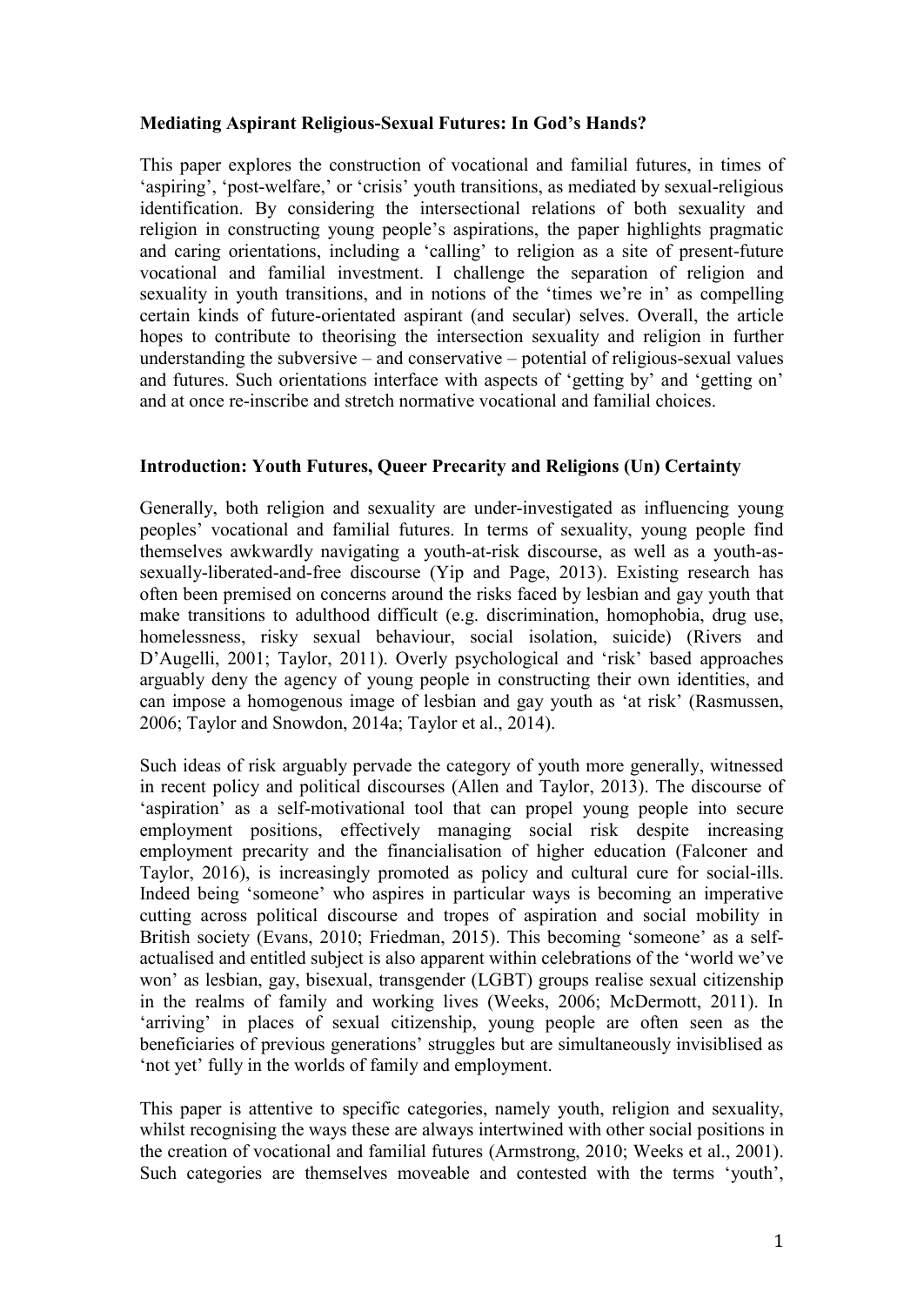# Mediating Aspirant Religious-Sexual Futures: In God's Hands?

This paper explores the construction of vocational and familial futures, in times of 'aspiring', 'post-welfare,' or 'crisis' youth transitions, as mediated by sexual-religious identification. By considering the intersectional relations of both sexuality and religion in constructing young people's aspirations, the paper highlights pragmatic and caring orientations, including a 'calling' to religion as a site of present-future vocational and familial investment. I challenge the separation of religion and sexuality in youth transitions, and in notions of the 'times we're in' as compelling certain kinds of future-orientated aspirant (and secular) selves. Overall, the article hopes to contribute to theorising the intersection sexuality and religion in further understanding the subversive – and conservative – potential of religious-sexual values and futures. Such orientations interface with aspects of 'getting by' and 'getting on' and at once re-inscribe and stretch normative vocational and familial choices.

## Introduction: Youth Futures, Queer Precarity and Religions (Un) Certainty

Generally, both religion and sexuality are under-investigated as influencing young peoples' vocational and familial futures. In terms of sexuality, young people find themselves awkwardly navigating a youth-at-risk discourse, as well as a youth-as-sexually-liberated-and-free discourse (Yip and Page, 2013). Existing research has often been premised on concerns around the risks faced by lesbian and gay youth that make transitions to adulthood difficult (e.g. discrimination, homophobia, drug use, homelessness, risky sexual behaviour, social isolation, suicide) (Rivers and D'Augelli, 2001; Taylor, 2011). Overly psychological and 'risk' based approaches arguably deny the agency of young people in constructing their own identities, and can impose a homogenous image of lesbian and gay youth as 'at risk' (Rasmussen, 2006; Taylor and Snowdon, 2014a; Taylor et al., 2014).

Such ideas of risk arguably pervade the category of youth more generally, witnessed in recent policy and political discourses (Allen and Taylor, 2013). The discourse of 'aspiration' as a self-motivational tool that can propel young people into secure employment positions, effectively managing social risk despite increasing employment precarity and the financialisation of higher education (Falconer and Taylor, 2016), is increasingly promoted as policy and cultural cure for social-ills. Indeed being 'someone' who aspires in particular ways is becoming an imperative cutting across political discourse and tropes of aspiration and social mobility in British society (Evans, 2010; Friedman, 2015). This becoming 'someone' as a self-actualised and entitled subject is also apparent within celebrations of the 'world we've won' as lesbian, gay, bisexual, transgender (LGBT) groups realise sexual citizenship in the realms of family and working lives (Weeks, 2006; McDermott, 2011). In 'arriving' in places of sexual citizenship, young people are often seen as the beneficiaries of previous generations' struggles but are simultaneously invisiblised as 'not yet' fully in the worlds of family and employment.

This paper is attentive to specific categories, namely youth, religion and sexuality, whilst recognising the ways these are always intertwined with other social positions in the creation of vocational and familial futures (Armstrong, 2010; Weeks et al., 2001). Such categories are themselves moveable and contested with the terms 'youth',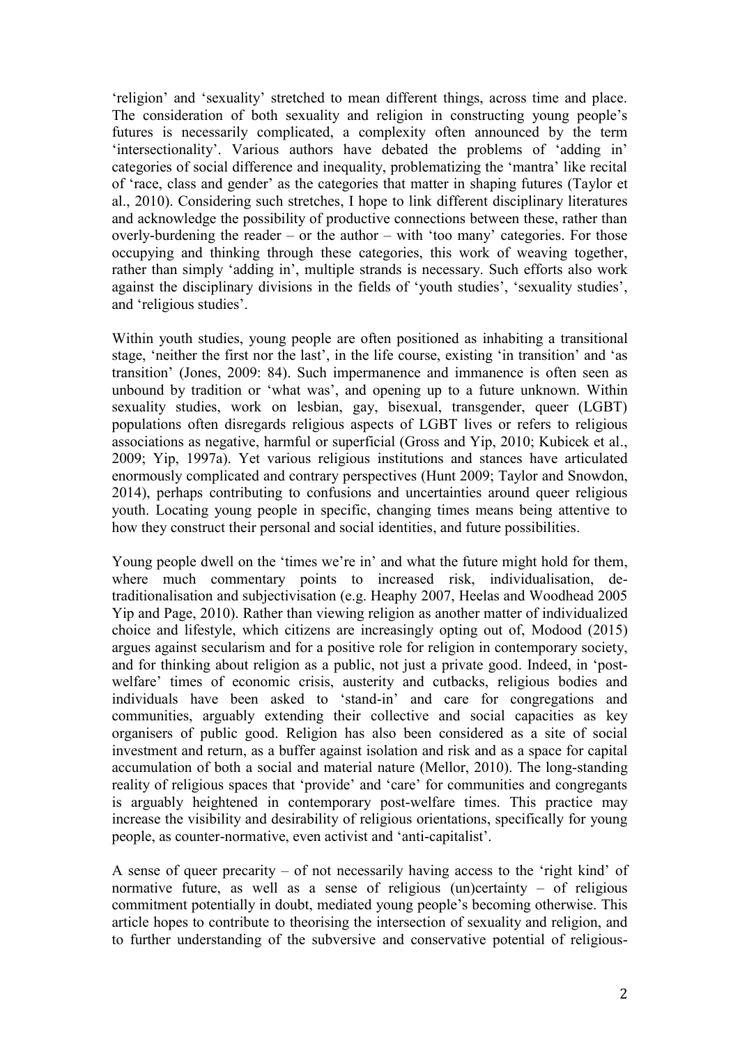'religion' and 'sexuality' stretched to mean different things, across time and place. The consideration of both sexuality and religion in constructing young people's futures is necessarily complicated, a complexity often announced by the term 'intersectionality'. Various authors have debated the problems of 'adding in' categories of social difference and inequality, problematizing the 'mantra' like recital of 'race, class and gender' as the categories that matter in shaping futures (Taylor et al., 2010). Considering such stretches, I hope to link different disciplinary literatures and acknowledge the possibility of productive connections between these, rather than overly-burdening the reader – or the author – with 'too many' categories. For those occupying and thinking through these categories, this work of weaving together, rather than simply 'adding in', multiple strands is necessary. Such efforts also work against the disciplinary divisions in the fields of 'youth studies', 'sexuality studies', and 'religious studies'.

Within youth studies, young people are often positioned as inhabiting a transitional stage, 'neither the first nor the last', in the life course, existing 'in transition' and 'as transition' (Jones, 2009: 84). Such impermanence and immanence is often seen as unbound by tradition or 'what was', and opening up to a future unknown. Within sexuality studies, work on lesbian, gay, bisexual, transgender, queer (LGBT) populations often disregards religious aspects of LGBT lives or refers to religious associations as negative, harmful or superficial (Gross and Yip, 2010; Kubicek et al., 2009; Yip, 1997a). Yet various religious institutions and stances have articulated enormously complicated and contrary perspectives (Hunt 2009; Taylor and Snowdon, 2014), perhaps contributing to confusions and uncertainties around queer religious youth. Locating young people in specific, changing times means being attentive to how they construct their personal and social identities, and future possibilities.

Young people dwell on the 'times we're in' and what the future might hold for them, where much commentary points to increased risk, individualisation, de-traditionalisation and subjectivisation (e.g. Heaphy 2007, Heelas and Woodhead 2005 Yip and Page, 2010). Rather than viewing religion as another matter of individualized choice and lifestyle, which citizens are increasingly opting out of, Modood (2015) argues against secularism and for a positive role for religion in contemporary society, and for thinking about religion as a public, not just a private good. Indeed, in 'post-welfare' times of economic crisis, austerity and cutbacks, religious bodies and individuals have been asked to 'stand-in' and care for congregations and communities, arguably extending their collective and social capacities as key organisers of public good. Religion has also been considered as a site of social investment and return, as a buffer against isolation and risk and as a space for capital accumulation of both a social and material nature (Mellor, 2010). The long-standing reality of religious spaces that 'provide' and 'care' for communities and congregants is arguably heightened in contemporary post-welfare times. This practice may increase the visibility and desirability of religious orientations, specifically for young people, as counter-normative, even activist and 'anti-capitalist'.

A sense of queer precarity – of not necessarily having access to the 'right kind' of normative future, as well as a sense of religious (un)certainty – of religious commitment potentially in doubt, mediated young people's becoming otherwise. This article hopes to contribute to theorising the intersection of sexuality and religion, and to further understanding of the subversive and conservative potential of religious-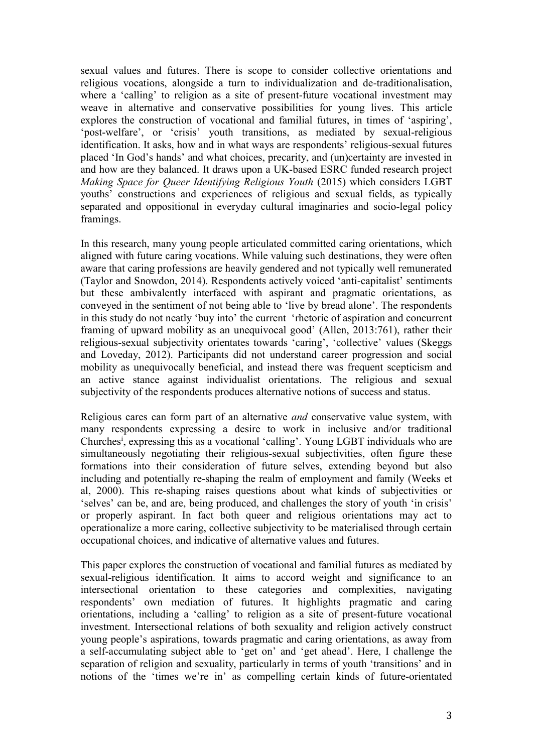sexual values and futures. There is scope to consider collective orientations and religious vocations, alongside a turn to individualization and de-traditionalisation, where a 'calling' to religion as a site of present-future vocational investment may weave in alternative and conservative possibilities for young lives. This article explores the construction of vocational and familial futures, in times of 'aspiring', 'post-welfare', or 'crisis' youth transitions, as mediated by sexual-religious identification. It asks, how and in what ways are respondents' religious-sexual futures placed 'In God's hands' and what choices, precarity, and (un)certainty are invested in and how are they balanced. It draws upon a UK-based ESRC funded research project *Making Space for Queer Identifying Religious Youth* (2015) which considers LGBT youths' constructions and experiences of religious and sexual fields, as typically separated and oppositional in everyday cultural imaginaries and socio-legal policy framings.

In this research, many young people articulated committed caring orientations, which aligned with future caring vocations. While valuing such destinations, they were often aware that caring professions are heavily gendered and not typically well remunerated (Taylor and Snowdon, 2014). Respondents actively voiced 'anti-capitalist' sentiments but these ambivalently interfaced with aspirant and pragmatic orientations, as conveyed in the sentiment of not being able to 'live by bread alone'. The respondents in this study do not neatly 'buy into' the current 'rhetoric of aspiration and concurrent framing of upward mobility as an unequivocal good' (Allen, 2013:761), rather their religious-sexual subjectivity orientates towards 'caring', 'collective' values (Skeggs and Loveday, 2012). Participants did not understand career progression and social mobility as unequivocally beneficial, and instead there was frequent scepticism and an active stance against individualist orientations. The religious and sexual subjectivity of the respondents produces alternative notions of success and status.

Religious cares can form part of an alternative *and* conservative value system, with many respondents expressing a desire to work in inclusive and/or traditional Churches[i], expressing this as a vocational 'calling'. Young LGBT individuals who are simultaneously negotiating their religious-sexual subjectivities, often figure these formations into their consideration of future selves, extending beyond but also including and potentially re-shaping the realm of employment and family (Weeks et al, 2000). This re-shaping raises questions about what kinds of subjectivities or 'selves' can be, and are, being produced, and challenges the story of youth 'in crisis' or properly aspirant. In fact both queer and religious orientations may act to operationalize a more caring, collective subjectivity to be materialised through certain occupational choices, and indicative of alternative values and futures.

This paper explores the construction of vocational and familial futures as mediated by sexual-religious identification. It aims to accord weight and significance to an intersectional orientation to these categories and complexities, navigating respondents' own mediation of futures. It highlights pragmatic and caring orientations, including a 'calling' to religion as a site of present-future vocational investment. Intersectional relations of both sexuality and religion actively construct young people's aspirations, towards pragmatic and caring orientations, as away from a self-accumulating subject able to 'get on' and 'get ahead'. Here, I challenge the separation of religion and sexuality, particularly in terms of youth 'transitions' and in notions of the 'times we're in' as compelling certain kinds of future-orientated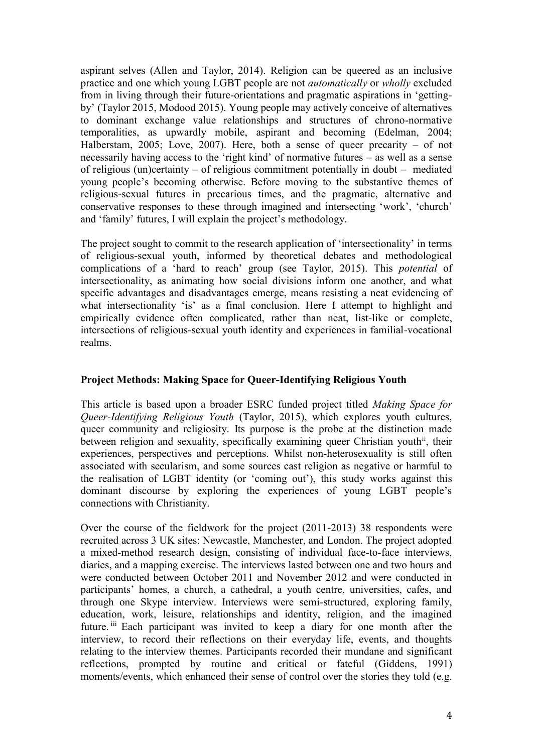aspirant selves (Allen and Taylor, 2014). Religion can be queered as an inclusive practice and one which young LGBT people are not *automatically* or *wholly* excluded from in living through their future-orientations and pragmatic aspirations in 'getting-by' (Taylor 2015, Modood 2015). Young people may actively conceive of alternatives to dominant exchange value relationships and structures of chrono-normative temporalities, as upwardly mobile, aspirant and becoming (Edelman, 2004; Halberstam, 2005; Love, 2007). Here, both a sense of queer precarity – of not necessarily having access to the 'right kind' of normative futures – as well as a sense of religious (un)certainty – of religious commitment potentially in doubt – mediated young people's becoming otherwise. Before moving to the substantive themes of religious-sexual futures in precarious times, and the pragmatic, alternative and conservative responses to these through imagined and intersecting 'work', 'church' and 'family' futures, I will explain the project's methodology.

The project sought to commit to the research application of 'intersectionality' in terms of religious-sexual youth, informed by theoretical debates and methodological complications of a 'hard to reach' group (see Taylor, 2015). This *potential* of intersectionality, as animating how social divisions inform one another, and what specific advantages and disadvantages emerge, means resisting a neat evidencing of what intersectionality 'is' as a final conclusion. Here I attempt to highlight and empirically evidence often complicated, rather than neat, list-like or complete, intersections of religious-sexual youth identity and experiences in familial-vocational realms.

**Project Methods: Making Space for Queer-Identifying Religious Youth**

This article is based upon a broader ESRC funded project titled *Making Space for Queer-Identifying Religious Youth* (Taylor, 2015), which explores youth cultures, queer community and religiosity. Its purpose is the probe at the distinction made between religion and sexuality, specifically examining queer Christian youth[ii], their experiences, perspectives and perceptions. Whilst non-heterosexuality is still often associated with secularism, and some sources cast religion as negative or harmful to the realisation of LGBT identity (or 'coming out'), this study works against this dominant discourse by exploring the experiences of young LGBT people's connections with Christianity.

Over the course of the fieldwork for the project (2011-2013) 38 respondents were recruited across 3 UK sites: Newcastle, Manchester, and London. The project adopted a mixed-method research design, consisting of individual face-to-face interviews, diaries, and a mapping exercise. The interviews lasted between one and two hours and were conducted between October 2011 and November 2012 and were conducted in participants' homes, a church, a cathedral, a youth centre, universities, cafes, and through one Skype interview. Interviews were semi-structured, exploring family, education, work, leisure, relationships and identity, religion, and the imagined future.[iii] Each participant was invited to keep a diary for one month after the interview, to record their reflections on their everyday life, events, and thoughts relating to the interview themes. Participants recorded their mundane and significant reflections, prompted by routine and critical or fateful (Giddens, 1991) moments/events, which enhanced their sense of control over the stories they told (e.g.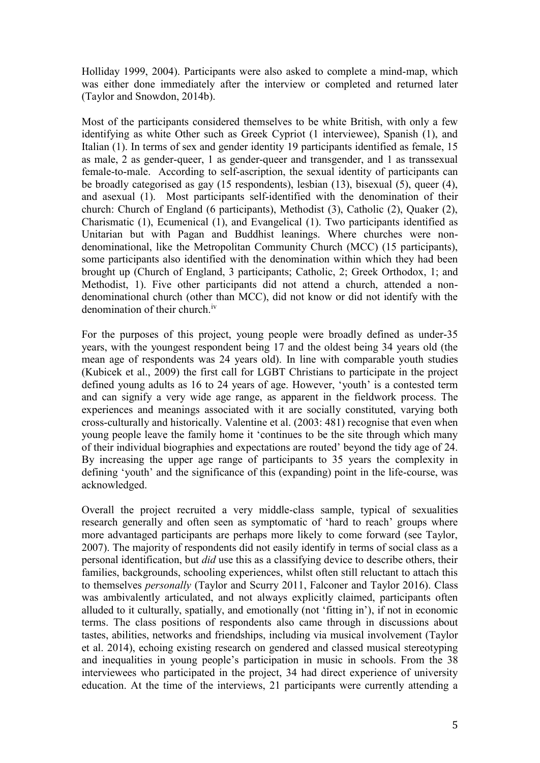Holliday 1999, 2004). Participants were also asked to complete a mind-map, which was either done immediately after the interview or completed and returned later (Taylor and Snowdon, 2014b).

Most of the participants considered themselves to be white British, with only a few identifying as white Other such as Greek Cypriot (1 interviewee), Spanish (1), and Italian (1). In terms of sex and gender identity 19 participants identified as female, 15 as male, 2 as gender-queer, 1 as gender-queer and transgender, and 1 as transsexual female-to-male. According to self-ascription, the sexual identity of participants can be broadly categorised as gay (15 respondents), lesbian (13), bisexual (5), queer (4), and asexual (1). Most participants self-identified with the denomination of their church: Church of England (6 participants), Methodist (3), Catholic (2), Quaker (2), Charismatic (1), Ecumenical (1), and Evangelical (1). Two participants identified as Unitarian but with Pagan and Buddhist leanings. Where churches were non-denominational, like the Metropolitan Community Church (MCC) (15 participants), some participants also identified with the denomination within which they had been brought up (Church of England, 3 participants; Catholic, 2; Greek Orthodox, 1; and Methodist, 1). Five other participants did not attend a church, attended a non-denominational church (other than MCC), did not know or did not identify with the denomination of their church.[iv]

For the purposes of this project, young people were broadly defined as under-35 years, with the youngest respondent being 17 and the oldest being 34 years old (the mean age of respondents was 24 years old). In line with comparable youth studies (Kubicek et al., 2009) the first call for LGBT Christians to participate in the project defined young adults as 16 to 24 years of age. However, 'youth' is a contested term and can signify a very wide age range, as apparent in the fieldwork process. The experiences and meanings associated with it are socially constituted, varying both cross-culturally and historically. Valentine et al. (2003: 481) recognise that even when young people leave the family home it 'continues to be the site through which many of their individual biographies and expectations are routed' beyond the tidy age of 24. By increasing the upper age range of participants to 35 years the complexity in defining 'youth' and the significance of this (expanding) point in the life-course, was acknowledged.

Overall the project recruited a very middle-class sample, typical of sexualities research generally and often seen as symptomatic of 'hard to reach' groups where more advantaged participants are perhaps more likely to come forward (see Taylor, 2007). The majority of respondents did not easily identify in terms of social class as a personal identification, but *did* use this as a classifying device to describe others, their families, backgrounds, schooling experiences, whilst often still reluctant to attach this to themselves *personally* (Taylor and Scurry 2011, Falconer and Taylor 2016). Class was ambivalently articulated, and not always explicitly claimed, participants often alluded to it culturally, spatially, and emotionally (not 'fitting in'), if not in economic terms. The class positions of respondents also came through in discussions about tastes, abilities, networks and friendships, including via musical involvement (Taylor et al. 2014), echoing existing research on gendered and classed musical stereotyping and inequalities in young people's participation in music in schools. From the 38 interviewees who participated in the project, 34 had direct experience of university education. At the time of the interviews, 21 participants were currently attending a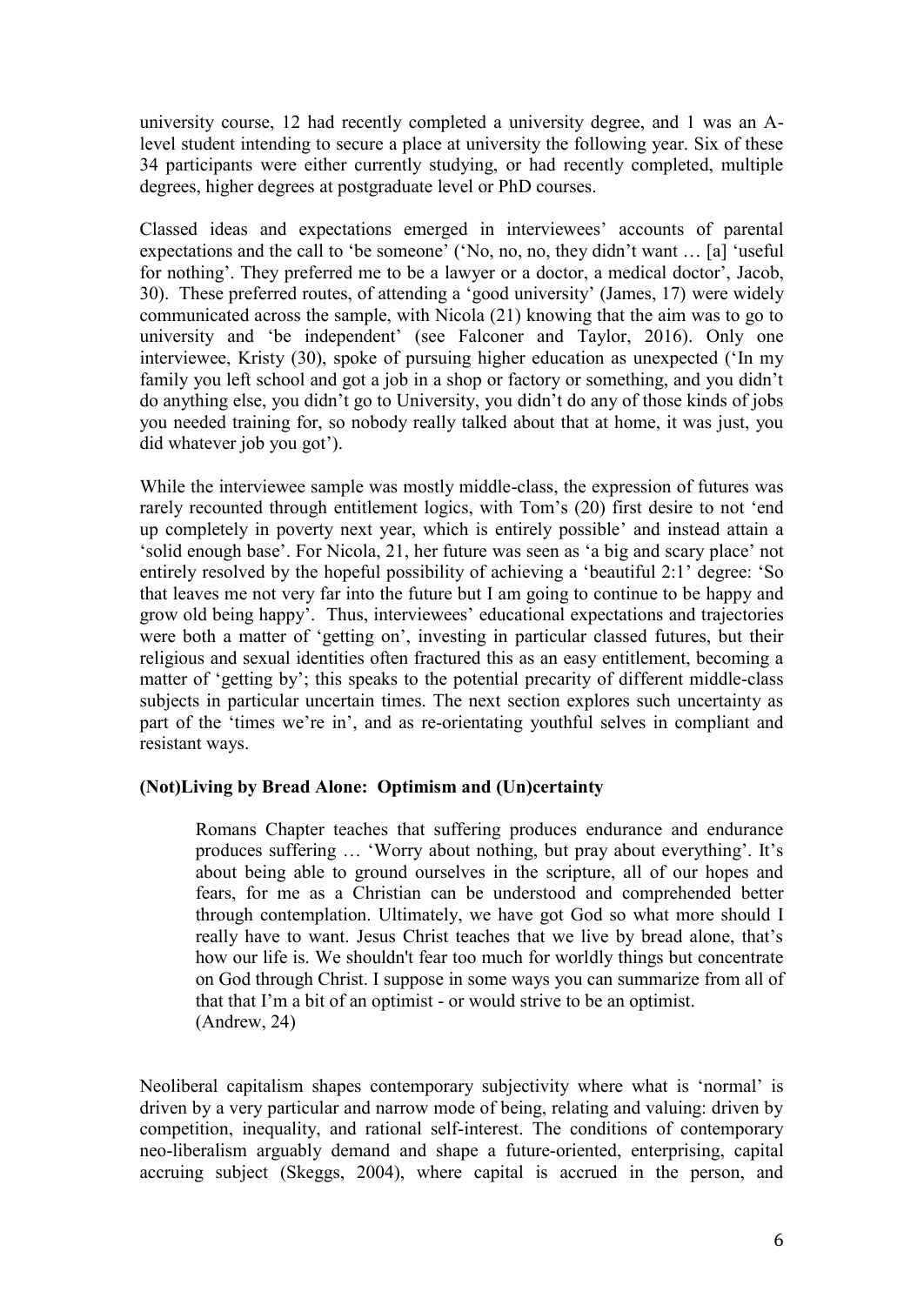university course, 12 had recently completed a university degree, and 1 was an A-level student intending to secure a place at university the following year. Six of these 34 participants were either currently studying, or had recently completed, multiple degrees, higher degrees at postgraduate level or PhD courses.

Classed ideas and expectations emerged in interviewees' accounts of parental expectations and the call to 'be someone' ('No, no, no, they didn't want … [a] 'useful for nothing'. They preferred me to be a lawyer or a doctor, a medical doctor', Jacob, 30). These preferred routes, of attending a 'good university' (James, 17) were widely communicated across the sample, with Nicola (21) knowing that the aim was to go to university and 'be independent' (see Falconer and Taylor, 2016). Only one interviewee, Kristy (30), spoke of pursuing higher education as unexpected ('In my family you left school and got a job in a shop or factory or something, and you didn't do anything else, you didn't go to University, you didn't do any of those kinds of jobs you needed training for, so nobody really talked about that at home, it was just, you did whatever job you got').

While the interviewee sample was mostly middle-class, the expression of futures was rarely recounted through entitlement logics, with Tom's (20) first desire to not 'end up completely in poverty next year, which is entirely possible' and instead attain a 'solid enough base'. For Nicola, 21, her future was seen as 'a big and scary place' not entirely resolved by the hopeful possibility of achieving a 'beautiful 2:1' degree: 'So that leaves me not very far into the future but I am going to continue to be happy and grow old being happy'. Thus, interviewees' educational expectations and trajectories were both a matter of 'getting on', investing in particular classed futures, but their religious and sexual identities often fractured this as an easy entitlement, becoming a matter of 'getting by'; this speaks to the potential precarity of different middle-class subjects in particular uncertain times. The next section explores such uncertainty as part of the 'times we're in', and as re-orientating youthful selves in compliant and resistant ways.

### (Not)Living by Bread Alone: Optimism and (Un)certainty

> Romans Chapter teaches that suffering produces endurance and endurance produces suffering … 'Worry about nothing, but pray about everything'. It's about being able to ground ourselves in the scripture, all of our hopes and fears, for me as a Christian can be understood and comprehended better through contemplation. Ultimately, we have got God so what more should I really have to want. Jesus Christ teaches that we live by bread alone, that's how our life is. We shouldn't fear too much for worldly things but concentrate on God through Christ. I suppose in some ways you can summarize from all of that that I'm a bit of an optimist - or would strive to be an optimist.
> (Andrew, 24)

Neoliberal capitalism shapes contemporary subjectivity where what is 'normal' is driven by a very particular and narrow mode of being, relating and valuing: driven by competition, inequality, and rational self-interest. The conditions of contemporary neo-liberalism arguably demand and shape a future-oriented, enterprising, capital accruing subject (Skeggs, 2004), where capital is accrued in the person, and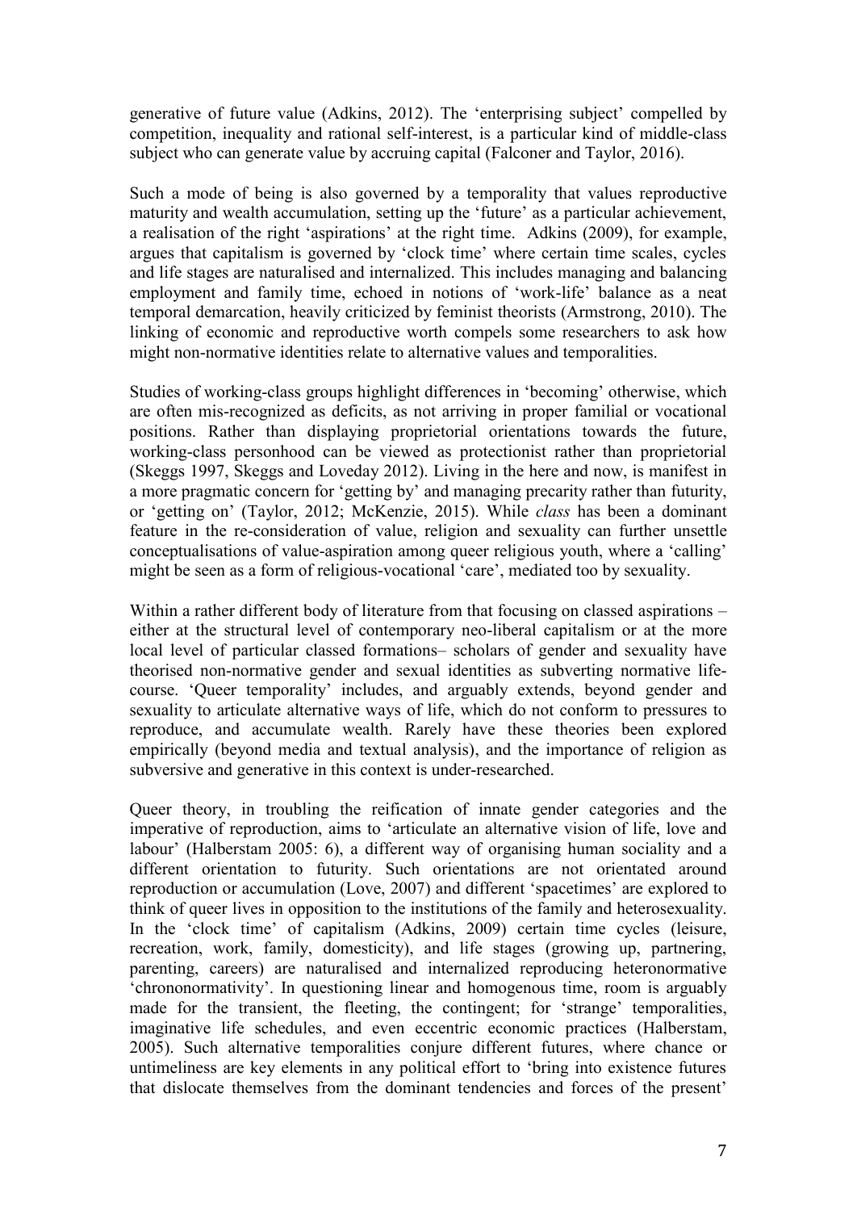generative of future value (Adkins, 2012). The 'enterprising subject' compelled by competition, inequality and rational self-interest, is a particular kind of middle-class subject who can generate value by accruing capital (Falconer and Taylor, 2016).

Such a mode of being is also governed by a temporality that values reproductive maturity and wealth accumulation, setting up the 'future' as a particular achievement, a realisation of the right 'aspirations' at the right time. Adkins (2009), for example, argues that capitalism is governed by 'clock time' where certain time scales, cycles and life stages are naturalised and internalized. This includes managing and balancing employment and family time, echoed in notions of 'work-life' balance as a neat temporal demarcation, heavily criticized by feminist theorists (Armstrong, 2010). The linking of economic and reproductive worth compels some researchers to ask how might non-normative identities relate to alternative values and temporalities.

Studies of working-class groups highlight differences in 'becoming' otherwise, which are often mis-recognized as deficits, as not arriving in proper familial or vocational positions. Rather than displaying proprietorial orientations towards the future, working-class personhood can be viewed as protectionist rather than proprietorial (Skeggs 1997, Skeggs and Loveday 2012). Living in the here and now, is manifest in a more pragmatic concern for 'getting by' and managing precarity rather than futurity, or 'getting on' (Taylor, 2012; McKenzie, 2015). While *class* has been a dominant feature in the re-consideration of value, religion and sexuality can further unsettle conceptualisations of value-aspiration among queer religious youth, where a 'calling' might be seen as a form of religious-vocational 'care', mediated too by sexuality.

Within a rather different body of literature from that focusing on classed aspirations – either at the structural level of contemporary neo-liberal capitalism or at the more local level of particular classed formations– scholars of gender and sexuality have theorised non-normative gender and sexual identities as subverting normative life-course. 'Queer temporality' includes, and arguably extends, beyond gender and sexuality to articulate alternative ways of life, which do not conform to pressures to reproduce, and accumulate wealth. Rarely have these theories been explored empirically (beyond media and textual analysis), and the importance of religion as subversive and generative in this context is under-researched.

Queer theory, in troubling the reification of innate gender categories and the imperative of reproduction, aims to 'articulate an alternative vision of life, love and labour' (Halberstam 2005: 6), a different way of organising human sociality and a different orientation to futurity. Such orientations are not orientated around reproduction or accumulation (Love, 2007) and different 'spacetimes' are explored to think of queer lives in opposition to the institutions of the family and heterosexuality. In the 'clock time' of capitalism (Adkins, 2009) certain time cycles (leisure, recreation, work, family, domesticity), and life stages (growing up, partnering, parenting, careers) are naturalised and internalized reproducing heteronormative 'chrononormativity'. In questioning linear and homogenous time, room is arguably made for the transient, the fleeting, the contingent; for 'strange' temporalities, imaginative life schedules, and even eccentric economic practices (Halberstam, 2005). Such alternative temporalities conjure different futures, where chance or untimeliness are key elements in any political effort to 'bring into existence futures that dislocate themselves from the dominant tendencies and forces of the present'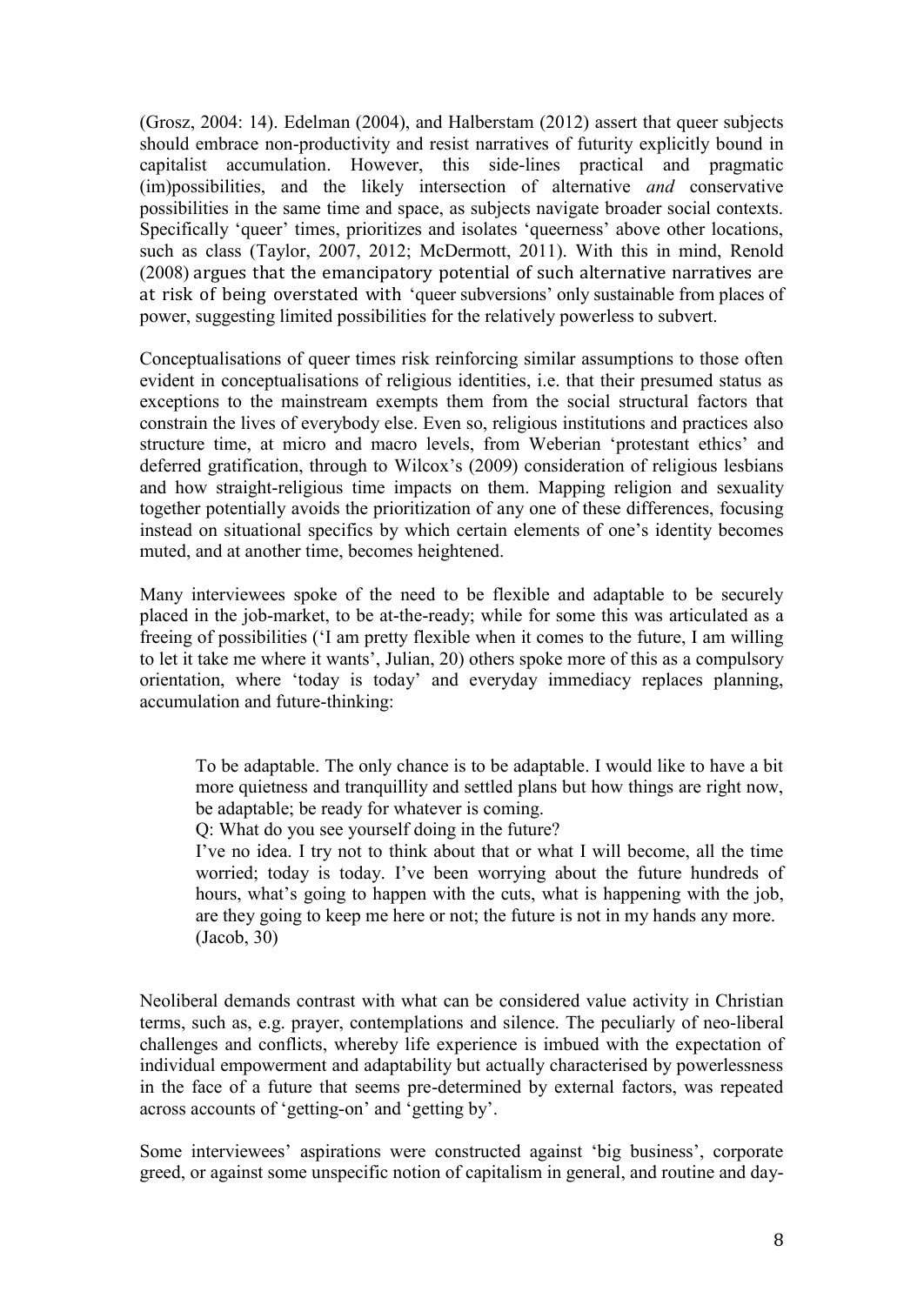(Grosz, 2004: 14). Edelman (2004), and Halberstam (2012) assert that queer subjects should embrace non-productivity and resist narratives of futurity explicitly bound in capitalist accumulation. However, this side-lines practical and pragmatic (im)possibilities, and the likely intersection of alternative *and* conservative possibilities in the same time and space, as subjects navigate broader social contexts. Specifically 'queer' times, prioritizes and isolates 'queerness' above other locations, such as class (Taylor, 2007, 2012; McDermott, 2011). With this in mind, Renold (2008) argues that the emancipatory potential of such alternative narratives are at risk of being overstated with 'queer subversions' only sustainable from places of power, suggesting limited possibilities for the relatively powerless to subvert.

Conceptualisations of queer times risk reinforcing similar assumptions to those often evident in conceptualisations of religious identities, i.e. that their presumed status as exceptions to the mainstream exempts them from the social structural factors that constrain the lives of everybody else. Even so, religious institutions and practices also structure time, at micro and macro levels, from Weberian 'protestant ethics' and deferred gratification, through to Wilcox's (2009) consideration of religious lesbians and how straight-religious time impacts on them. Mapping religion and sexuality together potentially avoids the prioritization of any one of these differences, focusing instead on situational specifics by which certain elements of one's identity becomes muted, and at another time, becomes heightened.

Many interviewees spoke of the need to be flexible and adaptable to be securely placed in the job-market, to be at-the-ready; while for some this was articulated as a freeing of possibilities ('I am pretty flexible when it comes to the future, I am willing to let it take me where it wants', Julian, 20) others spoke more of this as a compulsory orientation, where 'today is today' and everyday immediacy replaces planning, accumulation and future-thinking:

> To be adaptable. The only chance is to be adaptable. I would like to have a bit more quietness and tranquillity and settled plans but how things are right now, be adaptable; be ready for whatever is coming.
> Q: What do you see yourself doing in the future?
> I've no idea. I try not to think about that or what I will become, all the time worried; today is today. I've been worrying about the future hundreds of hours, what's going to happen with the cuts, what is happening with the job, are they going to keep me here or not; the future is not in my hands any more. (Jacob, 30)

Neoliberal demands contrast with what can be considered value activity in Christian terms, such as, e.g. prayer, contemplations and silence. The peculiarly of neo-liberal challenges and conflicts, whereby life experience is imbued with the expectation of individual empowerment and adaptability but actually characterised by powerlessness in the face of a future that seems pre-determined by external factors, was repeated across accounts of 'getting-on' and 'getting by'.

Some interviewees' aspirations were constructed against 'big business', corporate greed, or against some unspecific notion of capitalism in general, and routine and day-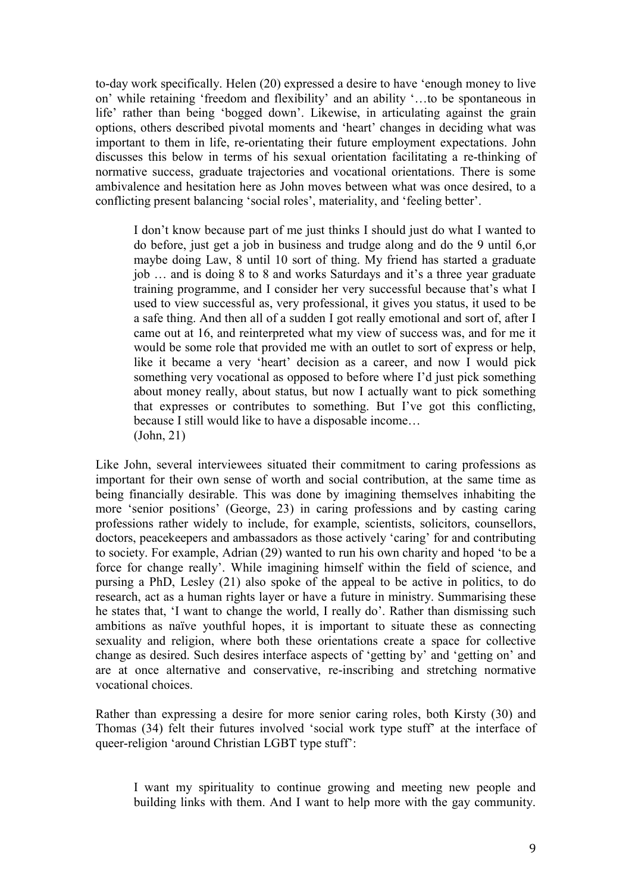to-day work specifically. Helen (20) expressed a desire to have 'enough money to live on' while retaining 'freedom and flexibility' and an ability '…to be spontaneous in life' rather than being 'bogged down'. Likewise, in articulating against the grain options, others described pivotal moments and 'heart' changes in deciding what was important to them in life, re-orientating their future employment expectations. John discusses this below in terms of his sexual orientation facilitating a re-thinking of normative success, graduate trajectories and vocational orientations. There is some ambivalence and hesitation here as John moves between what was once desired, to a conflicting present balancing 'social roles', materiality, and 'feeling better'.

> I don't know because part of me just thinks I should just do what I wanted to do before, just get a job in business and trudge along and do the 9 until 6,or maybe doing Law, 8 until 10 sort of thing. My friend has started a graduate job … and is doing 8 to 8 and works Saturdays and it's a three year graduate training programme, and I consider her very successful because that's what I used to view successful as, very professional, it gives you status, it used to be a safe thing. And then all of a sudden I got really emotional and sort of, after I came out at 16, and reinterpreted what my view of success was, and for me it would be some role that provided me with an outlet to sort of express or help, like it became a very 'heart' decision as a career, and now I would pick something very vocational as opposed to before where I'd just pick something about money really, about status, but now I actually want to pick something that expresses or contributes to something. But I've got this conflicting, because I still would like to have a disposable income…
> (John, 21)

Like John, several interviewees situated their commitment to caring professions as important for their own sense of worth and social contribution, at the same time as being financially desirable. This was done by imagining themselves inhabiting the more 'senior positions' (George, 23) in caring professions and by casting caring professions rather widely to include, for example, scientists, solicitors, counsellors, doctors, peacekeepers and ambassadors as those actively 'caring' for and contributing to society. For example, Adrian (29) wanted to run his own charity and hoped 'to be a force for change really'. While imagining himself within the field of science, and pursing a PhD, Lesley (21) also spoke of the appeal to be active in politics, to do research, act as a human rights layer or have a future in ministry. Summarising these he states that, 'I want to change the world, I really do'. Rather than dismissing such ambitions as naïve youthful hopes, it is important to situate these as connecting sexuality and religion, where both these orientations create a space for collective change as desired. Such desires interface aspects of 'getting by' and 'getting on' and are at once alternative and conservative, re-inscribing and stretching normative vocational choices.

Rather than expressing a desire for more senior caring roles, both Kirsty (30) and Thomas (34) felt their futures involved 'social work type stuff' at the interface of queer-religion 'around Christian LGBT type stuff':

> I want my spirituality to continue growing and meeting new people and building links with them. And I want to help more with the gay community.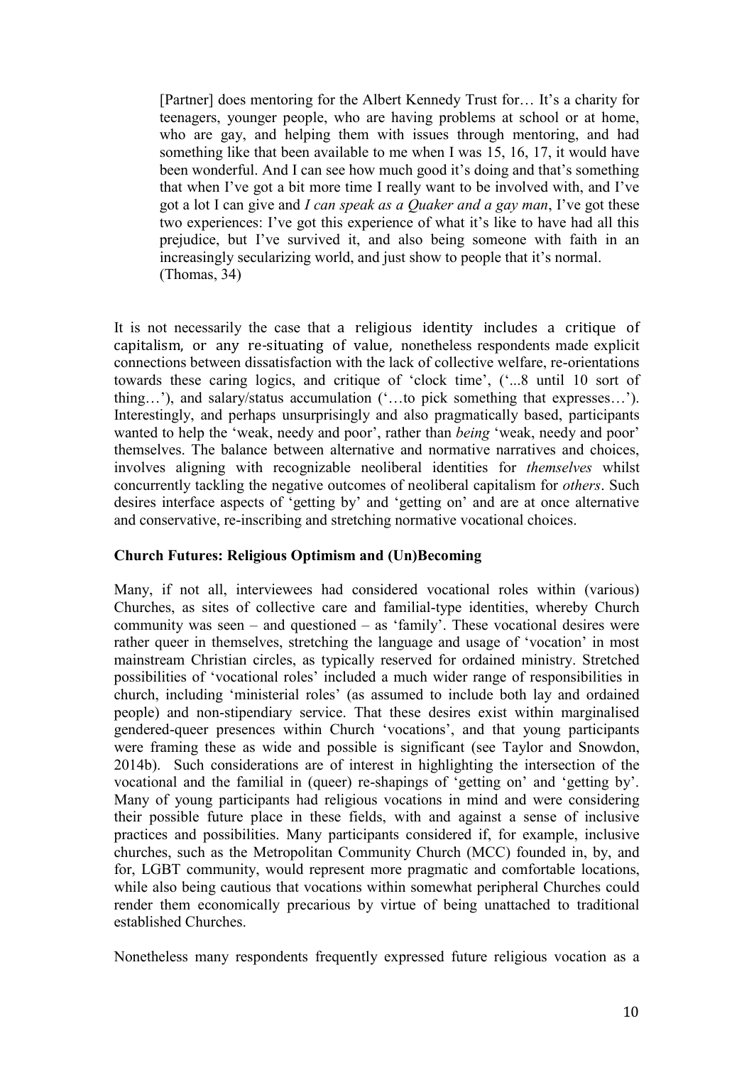> [Partner] does mentoring for the Albert Kennedy Trust for… It's a charity for teenagers, younger people, who are having problems at school or at home, who are gay, and helping them with issues through mentoring, and had something like that been available to me when I was 15, 16, 17, it would have been wonderful. And I can see how much good it's doing and that's something that when I've got a bit more time I really want to be involved with, and I've got a lot I can give and *I can speak as a Quaker and a gay man*, I've got these two experiences: I've got this experience of what it's like to have had all this prejudice, but I've survived it, and also being someone with faith in an increasingly secularizing world, and just show to people that it's normal.
> (Thomas, 34)

It is not necessarily the case that a religious identity includes a critique of capitalism, or any re-situating of value, nonetheless respondents made explicit connections between dissatisfaction with the lack of collective welfare, re-orientations towards these caring logics, and critique of 'clock time', ('...8 until 10 sort of thing…'), and salary/status accumulation ('…to pick something that expresses…'). Interestingly, and perhaps unsurprisingly and also pragmatically based, participants wanted to help the 'weak, needy and poor', rather than *being* 'weak, needy and poor' themselves. The balance between alternative and normative narratives and choices, involves aligning with recognizable neoliberal identities for *themselves* whilst concurrently tackling the negative outcomes of neoliberal capitalism for *others*. Such desires interface aspects of 'getting by' and 'getting on' and are at once alternative and conservative, re-inscribing and stretching normative vocational choices.

**Church Futures: Religious Optimism and (Un)Becoming**

Many, if not all, interviewees had considered vocational roles within (various) Churches, as sites of collective care and familial-type identities, whereby Church community was seen – and questioned – as 'family'. These vocational desires were rather queer in themselves, stretching the language and usage of 'vocation' in most mainstream Christian circles, as typically reserved for ordained ministry. Stretched possibilities of 'vocational roles' included a much wider range of responsibilities in church, including 'ministerial roles' (as assumed to include both lay and ordained people) and non-stipendiary service. That these desires exist within marginalised gendered-queer presences within Church 'vocations', and that young participants were framing these as wide and possible is significant (see Taylor and Snowdon, 2014b). Such considerations are of interest in highlighting the intersection of the vocational and the familial in (queer) re-shapings of 'getting on' and 'getting by'. Many of young participants had religious vocations in mind and were considering their possible future place in these fields, with and against a sense of inclusive practices and possibilities. Many participants considered if, for example, inclusive churches, such as the Metropolitan Community Church (MCC) founded in, by, and for, LGBT community, would represent more pragmatic and comfortable locations, while also being cautious that vocations within somewhat peripheral Churches could render them economically precarious by virtue of being unattached to traditional established Churches.

Nonetheless many respondents frequently expressed future religious vocation as a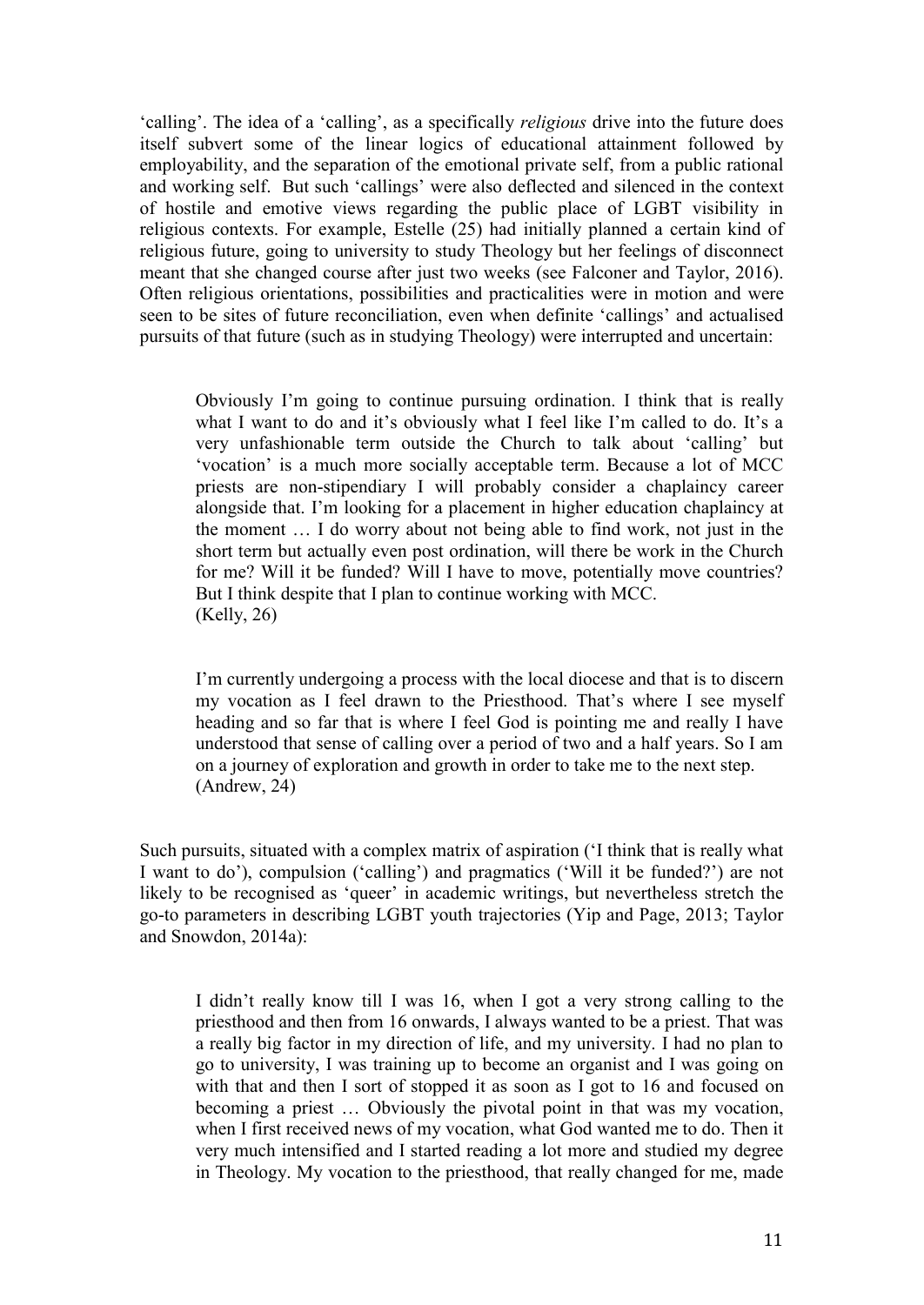'calling'. The idea of a 'calling', as a specifically *religious* drive into the future does itself subvert some of the linear logics of educational attainment followed by employability, and the separation of the emotional private self, from a public rational and working self. But such 'callings' were also deflected and silenced in the context of hostile and emotive views regarding the public place of LGBT visibility in religious contexts. For example, Estelle (25) had initially planned a certain kind of religious future, going to university to study Theology but her feelings of disconnect meant that she changed course after just two weeks (see Falconer and Taylor, 2016). Often religious orientations, possibilities and practicalities were in motion and were seen to be sites of future reconciliation, even when definite 'callings' and actualised pursuits of that future (such as in studying Theology) were interrupted and uncertain:

> Obviously I'm going to continue pursuing ordination. I think that is really what I want to do and it's obviously what I feel like I'm called to do. It's a very unfashionable term outside the Church to talk about 'calling' but 'vocation' is a much more socially acceptable term. Because a lot of MCC priests are non-stipendiary I will probably consider a chaplaincy career alongside that. I'm looking for a placement in higher education chaplaincy at the moment … I do worry about not being able to find work, not just in the short term but actually even post ordination, will there be work in the Church for me? Will it be funded? Will I have to move, potentially move countries? But I think despite that I plan to continue working with MCC.
> (Kelly, 26)

> I'm currently undergoing a process with the local diocese and that is to discern my vocation as I feel drawn to the Priesthood. That's where I see myself heading and so far that is where I feel God is pointing me and really I have understood that sense of calling over a period of two and a half years. So I am on a journey of exploration and growth in order to take me to the next step.
> (Andrew, 24)

Such pursuits, situated with a complex matrix of aspiration ('I think that is really what I want to do'), compulsion ('calling') and pragmatics ('Will it be funded?') are not likely to be recognised as 'queer' in academic writings, but nevertheless stretch the go-to parameters in describing LGBT youth trajectories (Yip and Page, 2013; Taylor and Snowdon, 2014a):

> I didn't really know till I was 16, when I got a very strong calling to the priesthood and then from 16 onwards, I always wanted to be a priest. That was a really big factor in my direction of life, and my university. I had no plan to go to university, I was training up to become an organist and I was going on with that and then I sort of stopped it as soon as I got to 16 and focused on becoming a priest … Obviously the pivotal point in that was my vocation, when I first received news of my vocation, what God wanted me to do. Then it very much intensified and I started reading a lot more and studied my degree in Theology. My vocation to the priesthood, that really changed for me, made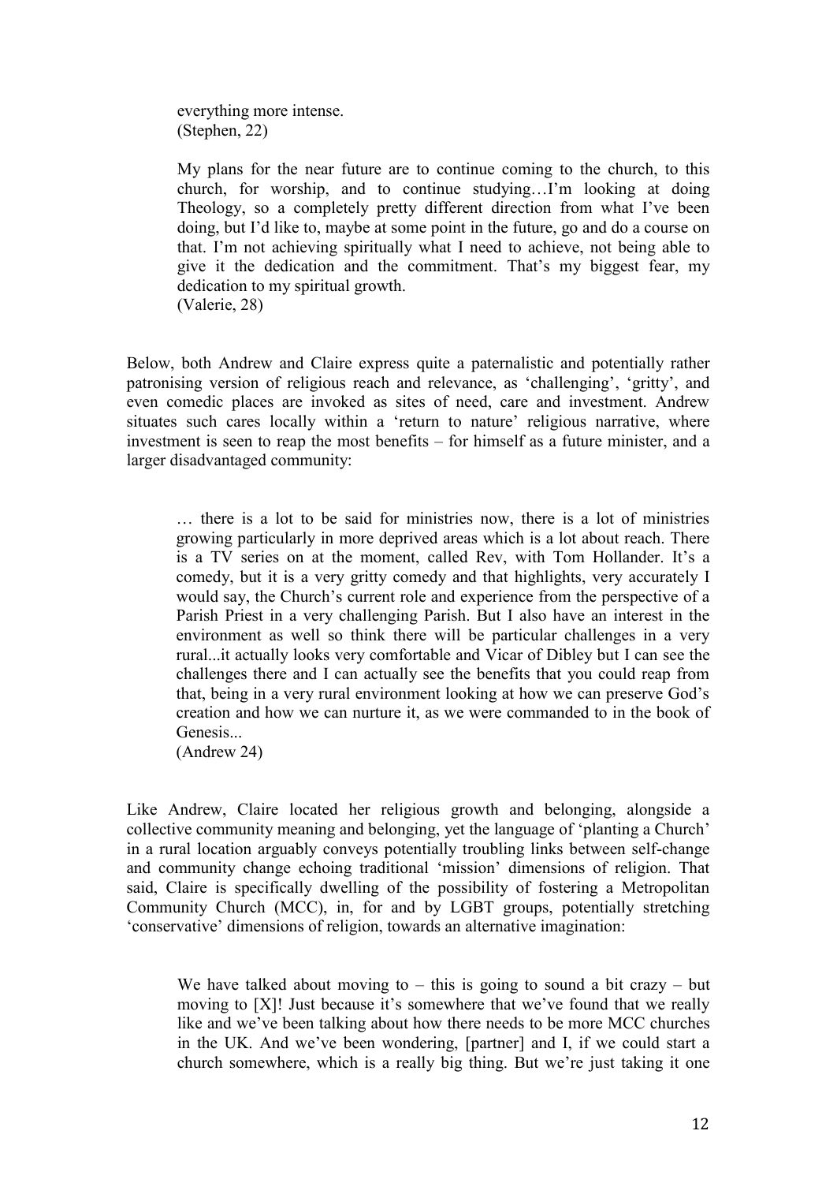> everything more intense.
> (Stephen, 22)

> My plans for the near future are to continue coming to the church, to this church, for worship, and to continue studying…I'm looking at doing Theology, so a completely pretty different direction from what I've been doing, but I'd like to, maybe at some point in the future, go and do a course on that. I'm not achieving spiritually what I need to achieve, not being able to give it the dedication and the commitment. That's my biggest fear, my dedication to my spiritual growth.
> (Valerie, 28)

Below, both Andrew and Claire express quite a paternalistic and potentially rather patronising version of religious reach and relevance, as 'challenging', 'gritty', and even comedic places are invoked as sites of need, care and investment. Andrew situates such cares locally within a 'return to nature' religious narrative, where investment is seen to reap the most benefits – for himself as a future minister, and a larger disadvantaged community:

> … there is a lot to be said for ministries now, there is a lot of ministries growing particularly in more deprived areas which is a lot about reach. There is a TV series on at the moment, called Rev, with Tom Hollander. It's a comedy, but it is a very gritty comedy and that highlights, very accurately I would say, the Church's current role and experience from the perspective of a Parish Priest in a very challenging Parish. But I also have an interest in the environment as well so think there will be particular challenges in a very rural...it actually looks very comfortable and Vicar of Dibley but I can see the challenges there and I can actually see the benefits that you could reap from that, being in a very rural environment looking at how we can preserve God's creation and how we can nurture it, as we were commanded to in the book of Genesis...
> (Andrew 24)

Like Andrew, Claire located her religious growth and belonging, alongside a collective community meaning and belonging, yet the language of 'planting a Church' in a rural location arguably conveys potentially troubling links between self-change and community change echoing traditional 'mission' dimensions of religion. That said, Claire is specifically dwelling of the possibility of fostering a Metropolitan Community Church (MCC), in, for and by LGBT groups, potentially stretching 'conservative' dimensions of religion, towards an alternative imagination:

> We have talked about moving to – this is going to sound a bit crazy – but moving to [X]! Just because it's somewhere that we've found that we really like and we've been talking about how there needs to be more MCC churches in the UK. And we've been wondering, [partner] and I, if we could start a church somewhere, which is a really big thing. But we're just taking it one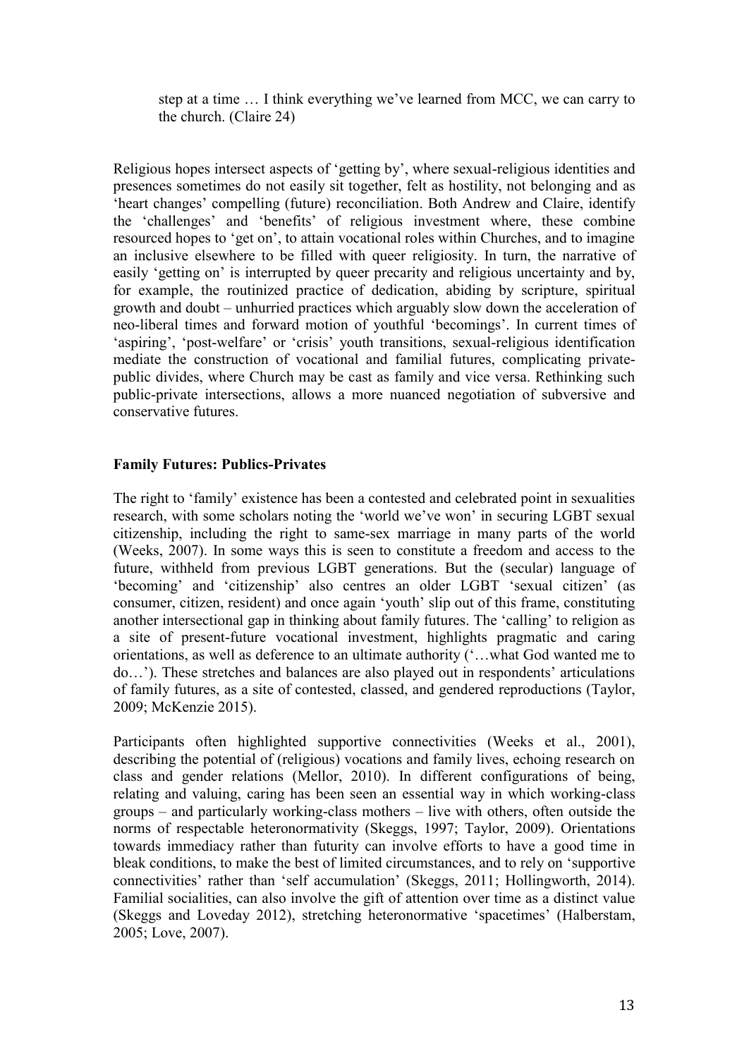> step at a time … I think everything we've learned from MCC, we can carry to the church. (Claire 24)

Religious hopes intersect aspects of 'getting by', where sexual-religious identities and presences sometimes do not easily sit together, felt as hostility, not belonging and as 'heart changes' compelling (future) reconciliation. Both Andrew and Claire, identify the 'challenges' and 'benefits' of religious investment where, these combine resourced hopes to 'get on', to attain vocational roles within Churches, and to imagine an inclusive elsewhere to be filled with queer religiosity. In turn, the narrative of easily 'getting on' is interrupted by queer precarity and religious uncertainty and by, for example, the routinized practice of dedication, abiding by scripture, spiritual growth and doubt – unhurried practices which arguably slow down the acceleration of neo-liberal times and forward motion of youthful 'becomings'. In current times of 'aspiring', 'post-welfare' or 'crisis' youth transitions, sexual-religious identification mediate the construction of vocational and familial futures, complicating private-public divides, where Church may be cast as family and vice versa. Rethinking such public-private intersections, allows a more nuanced negotiation of subversive and conservative futures.

## Family Futures: Publics-Privates

The right to 'family' existence has been a contested and celebrated point in sexualities research, with some scholars noting the 'world we've won' in securing LGBT sexual citizenship, including the right to same-sex marriage in many parts of the world (Weeks, 2007). In some ways this is seen to constitute a freedom and access to the future, withheld from previous LGBT generations. But the (secular) language of 'becoming' and 'citizenship' also centres an older LGBT 'sexual citizen' (as consumer, citizen, resident) and once again 'youth' slip out of this frame, constituting another intersectional gap in thinking about family futures. The 'calling' to religion as a site of present-future vocational investment, highlights pragmatic and caring orientations, as well as deference to an ultimate authority ('…what God wanted me to do…'). These stretches and balances are also played out in respondents' articulations of family futures, as a site of contested, classed, and gendered reproductions (Taylor, 2009; McKenzie 2015).

Participants often highlighted supportive connectivities (Weeks et al., 2001), describing the potential of (religious) vocations and family lives, echoing research on class and gender relations (Mellor, 2010). In different configurations of being, relating and valuing, caring has been seen an essential way in which working-class groups – and particularly working-class mothers – live with others, often outside the norms of respectable heteronormativity (Skeggs, 1997; Taylor, 2009). Orientations towards immediacy rather than futurity can involve efforts to have a good time in bleak conditions, to make the best of limited circumstances, and to rely on 'supportive connectivities' rather than 'self accumulation' (Skeggs, 2011; Hollingworth, 2014). Familial socialities, can also involve the gift of attention over time as a distinct value (Skeggs and Loveday 2012), stretching heteronormative 'spacetimes' (Halberstam, 2005; Love, 2007).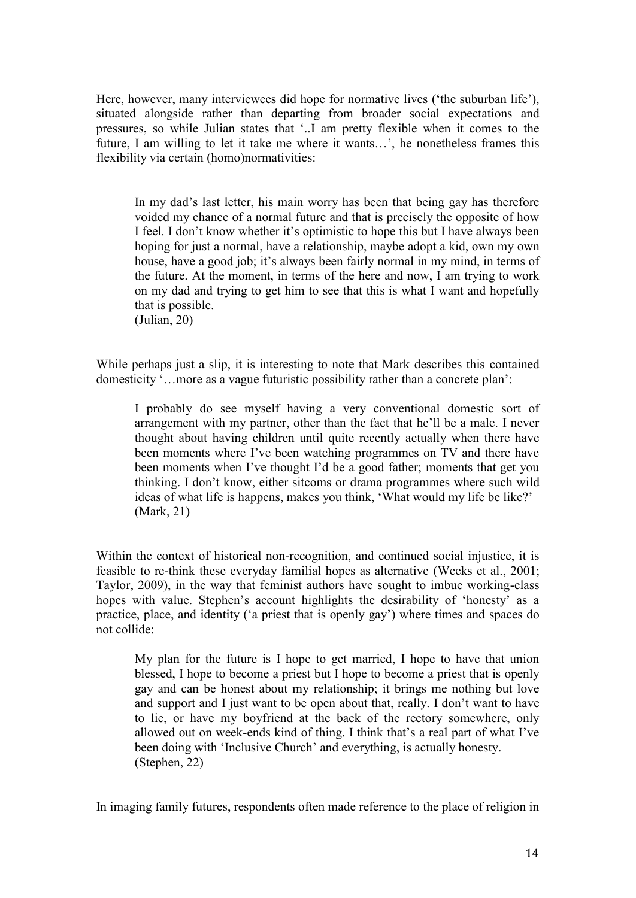Here, however, many interviewees did hope for normative lives ('the suburban life'), situated alongside rather than departing from broader social expectations and pressures, so while Julian states that '..I am pretty flexible when it comes to the future, I am willing to let it take me where it wants…', he nonetheless frames this flexibility via certain (homo)normativities:

> In my dad's last letter, his main worry has been that being gay has therefore voided my chance of a normal future and that is precisely the opposite of how I feel. I don't know whether it's optimistic to hope this but I have always been hoping for just a normal, have a relationship, maybe adopt a kid, own my own house, have a good job; it's always been fairly normal in my mind, in terms of the future. At the moment, in terms of the here and now, I am trying to work on my dad and trying to get him to see that this is what I want and hopefully that is possible.
> (Julian, 20)

While perhaps just a slip, it is interesting to note that Mark describes this contained domesticity '…more as a vague futuristic possibility rather than a concrete plan':

> I probably do see myself having a very conventional domestic sort of arrangement with my partner, other than the fact that he'll be a male. I never thought about having children until quite recently actually when there have been moments where I've been watching programmes on TV and there have been moments when I've thought I'd be a good father; moments that get you thinking. I don't know, either sitcoms or drama programmes where such wild ideas of what life is happens, makes you think, 'What would my life be like?'
> (Mark, 21)

Within the context of historical non-recognition, and continued social injustice, it is feasible to re-think these everyday familial hopes as alternative (Weeks et al., 2001; Taylor, 2009), in the way that feminist authors have sought to imbue working-class hopes with value. Stephen's account highlights the desirability of 'honesty' as a practice, place, and identity ('a priest that is openly gay') where times and spaces do not collide:

> My plan for the future is I hope to get married, I hope to have that union blessed, I hope to become a priest but I hope to become a priest that is openly gay and can be honest about my relationship; it brings me nothing but love and support and I just want to be open about that, really. I don't want to have to lie, or have my boyfriend at the back of the rectory somewhere, only allowed out on week-ends kind of thing. I think that's a real part of what I've been doing with 'Inclusive Church' and everything, is actually honesty.
> (Stephen, 22)

In imaging family futures, respondents often made reference to the place of religion in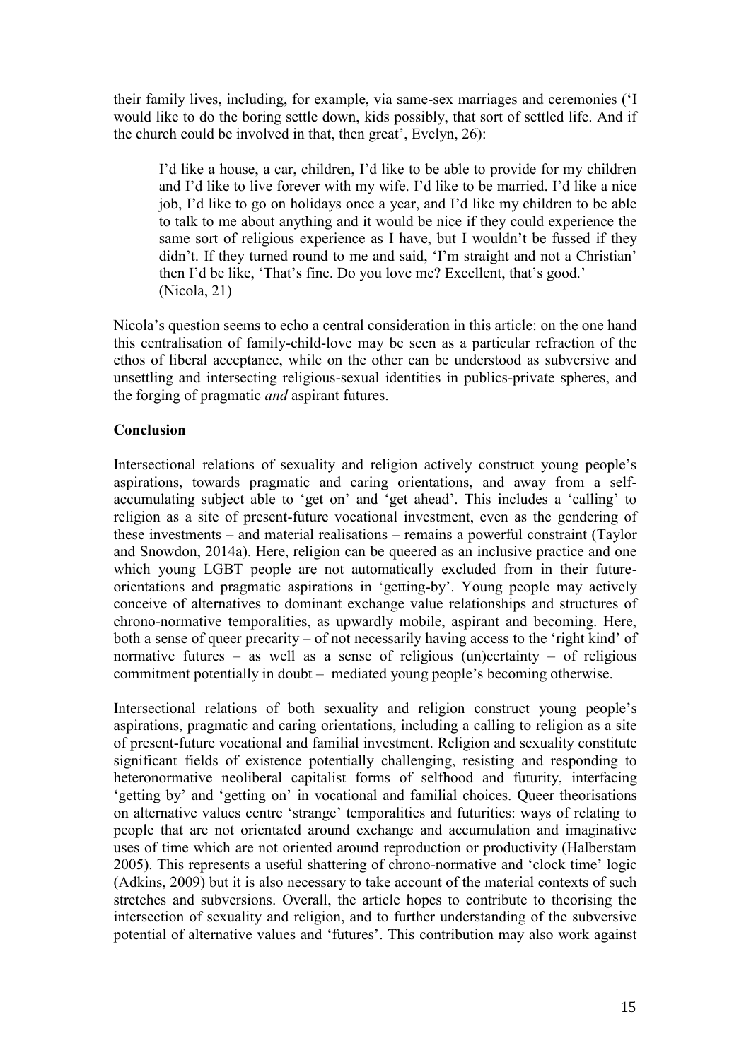their family lives, including, for example, via same-sex marriages and ceremonies ('I would like to do the boring settle down, kids possibly, that sort of settled life. And if the church could be involved in that, then great', Evelyn, 26):

> I'd like a house, a car, children, I'd like to be able to provide for my children and I'd like to live forever with my wife. I'd like to be married. I'd like a nice job, I'd like to go on holidays once a year, and I'd like my children to be able to talk to me about anything and it would be nice if they could experience the same sort of religious experience as I have, but I wouldn't be fussed if they didn't. If they turned round to me and said, 'I'm straight and not a Christian' then I'd be like, 'That's fine. Do you love me? Excellent, that's good.' (Nicola, 21)

Nicola's question seems to echo a central consideration in this article: on the one hand this centralisation of family-child-love may be seen as a particular refraction of the ethos of liberal acceptance, while on the other can be understood as subversive and unsettling and intersecting religious-sexual identities in publics-private spheres, and the forging of pragmatic *and* aspirant futures.

## Conclusion

Intersectional relations of sexuality and religion actively construct young people's aspirations, towards pragmatic and caring orientations, and away from a self-accumulating subject able to 'get on' and 'get ahead'. This includes a 'calling' to religion as a site of present-future vocational investment, even as the gendering of these investments – and material realisations – remains a powerful constraint (Taylor and Snowdon, 2014a). Here, religion can be queered as an inclusive practice and one which young LGBT people are not automatically excluded from in their future-orientations and pragmatic aspirations in 'getting-by'. Young people may actively conceive of alternatives to dominant exchange value relationships and structures of chrono-normative temporalities, as upwardly mobile, aspirant and becoming. Here, both a sense of queer precarity – of not necessarily having access to the 'right kind' of normative futures – as well as a sense of religious (un)certainty – of religious commitment potentially in doubt – mediated young people's becoming otherwise.

Intersectional relations of both sexuality and religion construct young people's aspirations, pragmatic and caring orientations, including a calling to religion as a site of present-future vocational and familial investment. Religion and sexuality constitute significant fields of existence potentially challenging, resisting and responding to heteronormative neoliberal capitalist forms of selfhood and futurity, interfacing 'getting by' and 'getting on' in vocational and familial choices. Queer theorisations on alternative values centre 'strange' temporalities and futurities: ways of relating to people that are not orientated around exchange and accumulation and imaginative uses of time which are not oriented around reproduction or productivity (Halberstam 2005). This represents a useful shattering of chrono-normative and 'clock time' logic (Adkins, 2009) but it is also necessary to take account of the material contexts of such stretches and subversions. Overall, the article hopes to contribute to theorising the intersection of sexuality and religion, and to further understanding of the subversive potential of alternative values and 'futures'. This contribution may also work against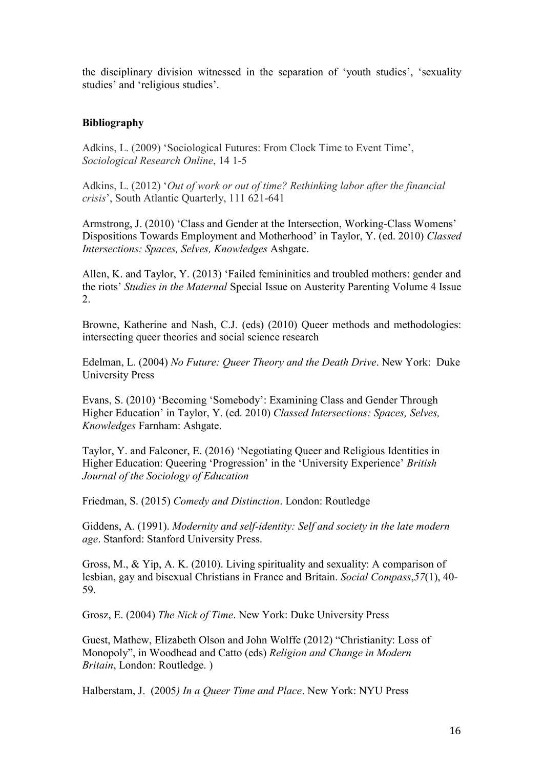the disciplinary division witnessed in the separation of 'youth studies', 'sexuality studies' and 'religious studies'.

**Bibliography**

Adkins, L. (2009) 'Sociological Futures: From Clock Time to Event Time', *Sociological Research Online*, 14 1-5

Adkins, L. (2012) '*Out of work or out of time? Rethinking labor after the financial crisis*', South Atlantic Quarterly, 111 621-641

Armstrong, J. (2010) 'Class and Gender at the Intersection, Working-Class Womens' Dispositions Towards Employment and Motherhood' in Taylor, Y. (ed. 2010) *Classed Intersections: Spaces, Selves, Knowledges* Ashgate.

Allen, K. and Taylor, Y. (2013) 'Failed femininities and troubled mothers: gender and the riots' *Studies in the Maternal* Special Issue on Austerity Parenting Volume 4 Issue 2.

Browne, Katherine and Nash, C.J. (eds) (2010) Queer methods and methodologies: intersecting queer theories and social science research

Edelman, L. (2004) *No Future: Queer Theory and the Death Drive*. New York: Duke University Press

Evans, S. (2010) 'Becoming 'Somebody': Examining Class and Gender Through Higher Education' in Taylor, Y. (ed. 2010) *Classed Intersections: Spaces, Selves, Knowledges* Farnham: Ashgate.

Taylor, Y. and Falconer, E. (2016) 'Negotiating Queer and Religious Identities in Higher Education: Queering 'Progression' in the 'University Experience' *British Journal of the Sociology of Education*

Friedman, S. (2015) *Comedy and Distinction*. London: Routledge

Giddens, A. (1991). *Modernity and self-identity: Self and society in the late modern age*. Stanford: Stanford University Press.

Gross, M., & Yip, A. K. (2010). Living spirituality and sexuality: A comparison of lesbian, gay and bisexual Christians in France and Britain. *Social Compass*,*57*(1), 40-59.

Grosz, E. (2004) *The Nick of Time*. New York: Duke University Press

Guest, Mathew, Elizabeth Olson and John Wolffe (2012) "Christianity: Loss of Monopoly", in Woodhead and Catto (eds) *Religion and Change in Modern Britain*, London: Routledge. )

Halberstam, J. (2005*) In a Queer Time and Place*. New York: NYU Press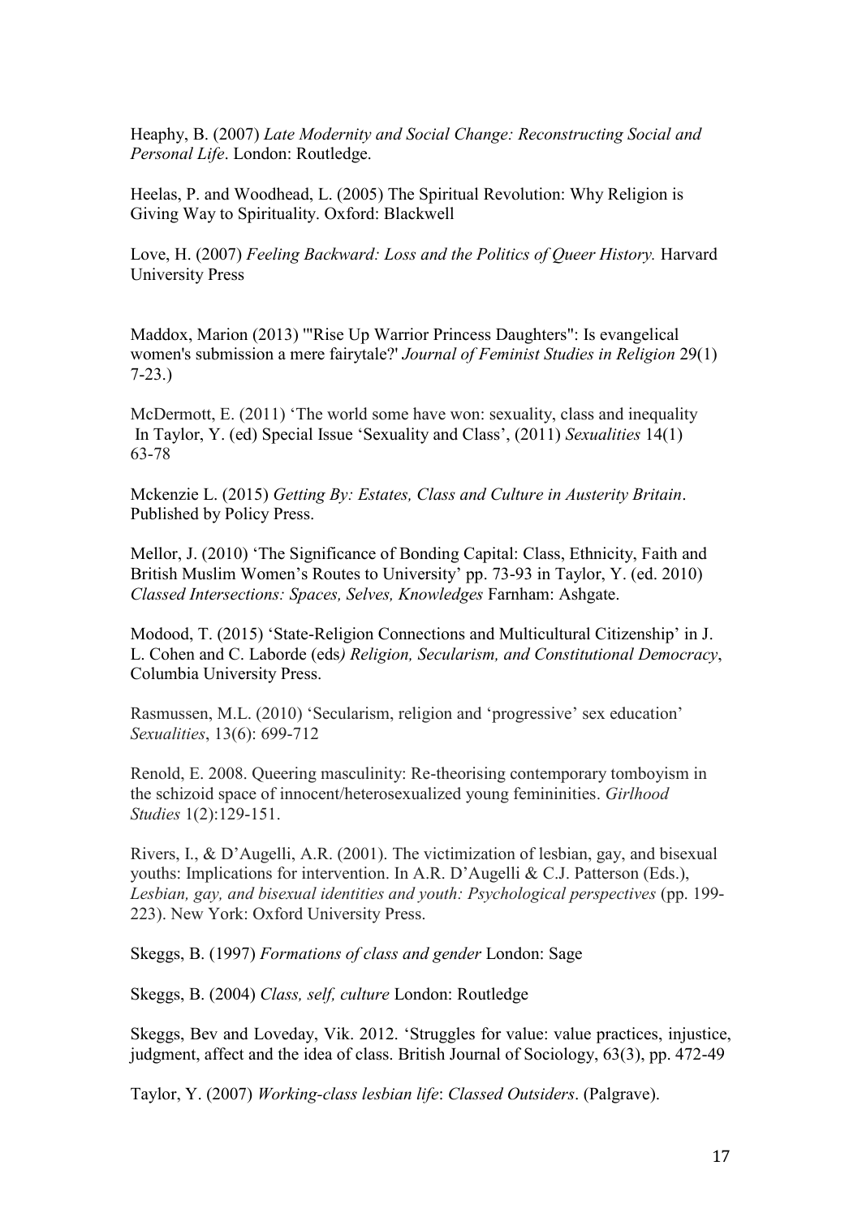Heaphy, B. (2007) *Late Modernity and Social Change: Reconstructing Social and Personal Life*. London: Routledge.

Heelas, P. and Woodhead, L. (2005) The Spiritual Revolution: Why Religion is Giving Way to Spirituality. Oxford: Blackwell

Love, H. (2007) *Feeling Backward: Loss and the Politics of Queer History.* Harvard University Press

Maddox, Marion (2013) '"Rise Up Warrior Princess Daughters": Is evangelical women's submission a mere fairytale?' *Journal of Feminist Studies in Religion* 29(1) 7-23.)

McDermott, E. (2011) 'The world some have won: sexuality, class and inequality In Taylor, Y. (ed) Special Issue 'Sexuality and Class', (2011) *Sexualities* 14(1) 63-78

Mckenzie L. (2015) *Getting By: Estates, Class and Culture in Austerity Britain*. Published by Policy Press.

Mellor, J. (2010) 'The Significance of Bonding Capital: Class, Ethnicity, Faith and British Muslim Women's Routes to University' pp. 73-93 in Taylor, Y. (ed. 2010) *Classed Intersections: Spaces, Selves, Knowledges* Farnham: Ashgate.

Modood, T. (2015) 'State-Religion Connections and Multicultural Citizenship' in J. L. Cohen and C. Laborde (eds*) Religion, Secularism, and Constitutional Democracy*, Columbia University Press.

Rasmussen, M.L. (2010) 'Secularism, religion and 'progressive' sex education' *Sexualities*, 13(6): 699-712

Renold, E. 2008. Queering masculinity: Re-theorising contemporary tomboyism in the schizoid space of innocent/heterosexualized young femininities. *Girlhood Studies* 1(2):129-151.

Rivers, I., & D'Augelli, A.R. (2001). The victimization of lesbian, gay, and bisexual youths: Implications for intervention. In A.R. D'Augelli & C.J. Patterson (Eds.), *Lesbian, gay, and bisexual identities and youth: Psychological perspectives* (pp. 199-223). New York: Oxford University Press.

Skeggs, B. (1997) *Formations of class and gender* London: Sage

Skeggs, B. (2004) *Class, self, culture* London: Routledge

Skeggs, Bev and Loveday, Vik. 2012. 'Struggles for value: value practices, injustice, judgment, affect and the idea of class. British Journal of Sociology, 63(3), pp. 472-49

Taylor, Y. (2007) *Working-class lesbian life*: *Classed Outsiders*. (Palgrave).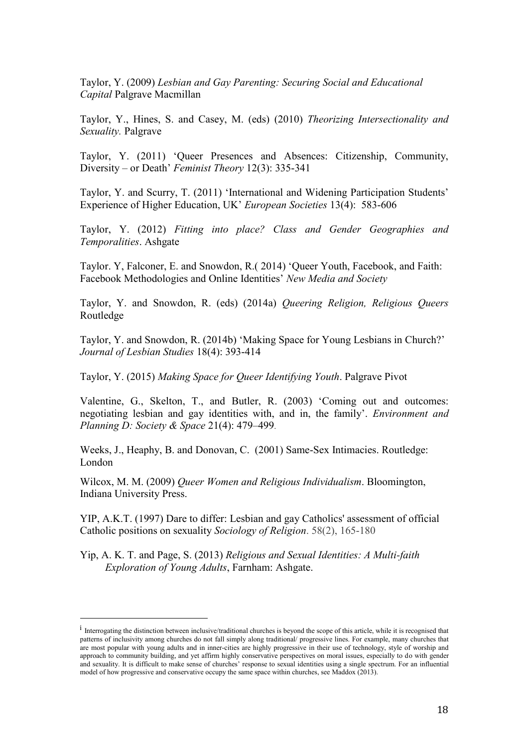Taylor, Y. (2009) *Lesbian and Gay Parenting: Securing Social and Educational Capital* Palgrave Macmillan

Taylor, Y., Hines, S. and Casey, M. (eds) (2010) *Theorizing Intersectionality and Sexuality.* Palgrave

Taylor, Y. (2011) 'Queer Presences and Absences: Citizenship, Community, Diversity – or Death' *Feminist Theory* 12(3): 335-341

Taylor, Y. and Scurry, T. (2011) 'International and Widening Participation Students' Experience of Higher Education, UK' *European Societies* 13(4): 583-606

Taylor, Y. (2012) *Fitting into place? Class and Gender Geographies and Temporalities*. Ashgate

Taylor. Y, Falconer, E. and Snowdon, R.( 2014) 'Queer Youth, Facebook, and Faith: Facebook Methodologies and Online Identities' *New Media and Society*

Taylor, Y. and Snowdon, R. (eds) (2014a) *Queering Religion, Religious Queers* Routledge

Taylor, Y. and Snowdon, R. (2014b) 'Making Space for Young Lesbians in Church?' *Journal of Lesbian Studies* 18(4): 393-414

Taylor, Y. (2015) *Making Space for Queer Identifying Youth*. Palgrave Pivot

Valentine, G., Skelton, T., and Butler, R. (2003) 'Coming out and outcomes: negotiating lesbian and gay identities with, and in, the family'. *Environment and Planning D: Society & Space* 21(4): 479–499.

Weeks, J., Heaphy, B. and Donovan, C. (2001) Same-Sex Intimacies. Routledge: London

Wilcox, M. M. (2009) *Queer Women and Religious Individualism*. Bloomington, Indiana University Press.

YIP, A.K.T. (1997) Dare to differ: Lesbian and gay Catholics' assessment of official Catholic positions on sexuality *Sociology of Religion*. 58(2), 165-180

Yip, A. K. T. and Page, S. (2013) *Religious and Sexual Identities: A Multi-faith Exploration of Young Adults*, Farnham: Ashgate.

---

[i] Interrogating the distinction between inclusive/traditional churches is beyond the scope of this article, while it is recognised that patterns of inclusivity among churches do not fall simply along traditional/ progressive lines. For example, many churches that are most popular with young adults and in inner-cities are highly progressive in their use of technology, style of worship and approach to community building, and yet affirm highly conservative perspectives on moral issues, especially to do with gender and sexuality. It is difficult to make sense of churches' response to sexual identities using a single spectrum. For an influential model of how progressive and conservative occupy the same space within churches, see Maddox (2013).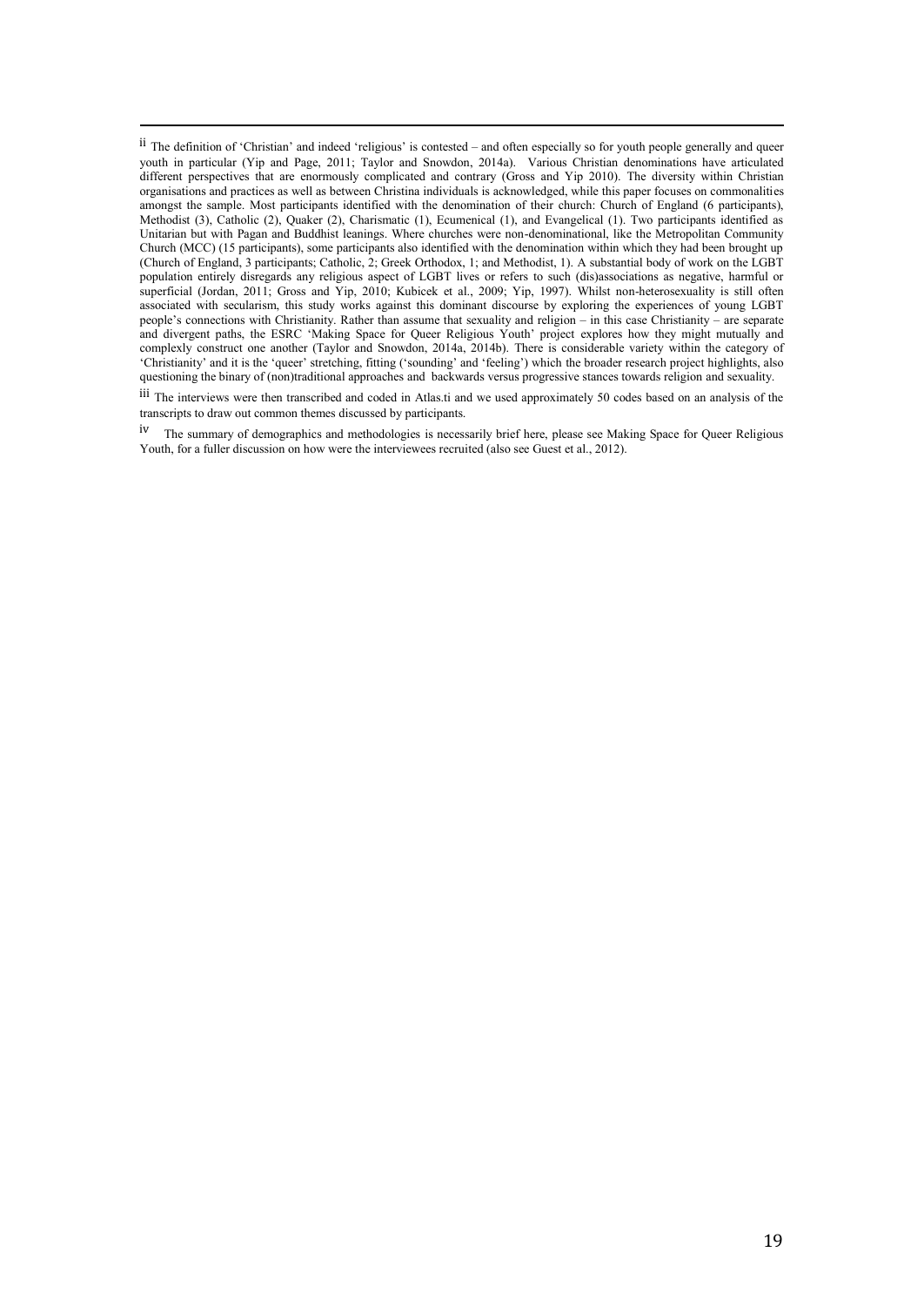[ii] The definition of 'Christian' and indeed 'religious' is contested – and often especially so for youth people generally and queer youth in particular (Yip and Page, 2011; Taylor and Snowdon, 2014a). Various Christian denominations have articulated different perspectives that are enormously complicated and contrary (Gross and Yip 2010). The diversity within Christian organisations and practices as well as between Christina individuals is acknowledged, while this paper focuses on commonalities amongst the sample. Most participants identified with the denomination of their church: Church of England (6 participants), Methodist (3), Catholic (2), Quaker (2), Charismatic (1), Ecumenical (1), and Evangelical (1). Two participants identified as Unitarian but with Pagan and Buddhist leanings. Where churches were non-denominational, like the Metropolitan Community Church (MCC) (15 participants), some participants also identified with the denomination within which they had been brought up (Church of England, 3 participants; Catholic, 2; Greek Orthodox, 1; and Methodist, 1). A substantial body of work on the LGBT population entirely disregards any religious aspect of LGBT lives or refers to such (dis)associations as negative, harmful or superficial (Jordan, 2011; Gross and Yip, 2010; Kubicek et al., 2009; Yip, 1997). Whilst non-heterosexuality is still often associated with secularism, this study works against this dominant discourse by exploring the experiences of young LGBT people's connections with Christianity. Rather than assume that sexuality and religion – in this case Christianity – are separate and divergent paths, the ESRC 'Making Space for Queer Religious Youth' project explores how they might mutually and complexly construct one another (Taylor and Snowdon, 2014a, 2014b). There is considerable variety within the category of 'Christianity' and it is the 'queer' stretching, fitting ('sounding' and 'feeling') which the broader research project highlights, also questioning the binary of (non)traditional approaches and backwards versus progressive stances towards religion and sexuality.

[iii] The interviews were then transcribed and coded in Atlas.ti and we used approximately 50 codes based on an analysis of the transcripts to draw out common themes discussed by participants.

[iv] The summary of demographics and methodologies is necessarily brief here, please see Making Space for Queer Religious Youth, for a fuller discussion on how were the interviewees recruited (also see Guest et al., 2012).